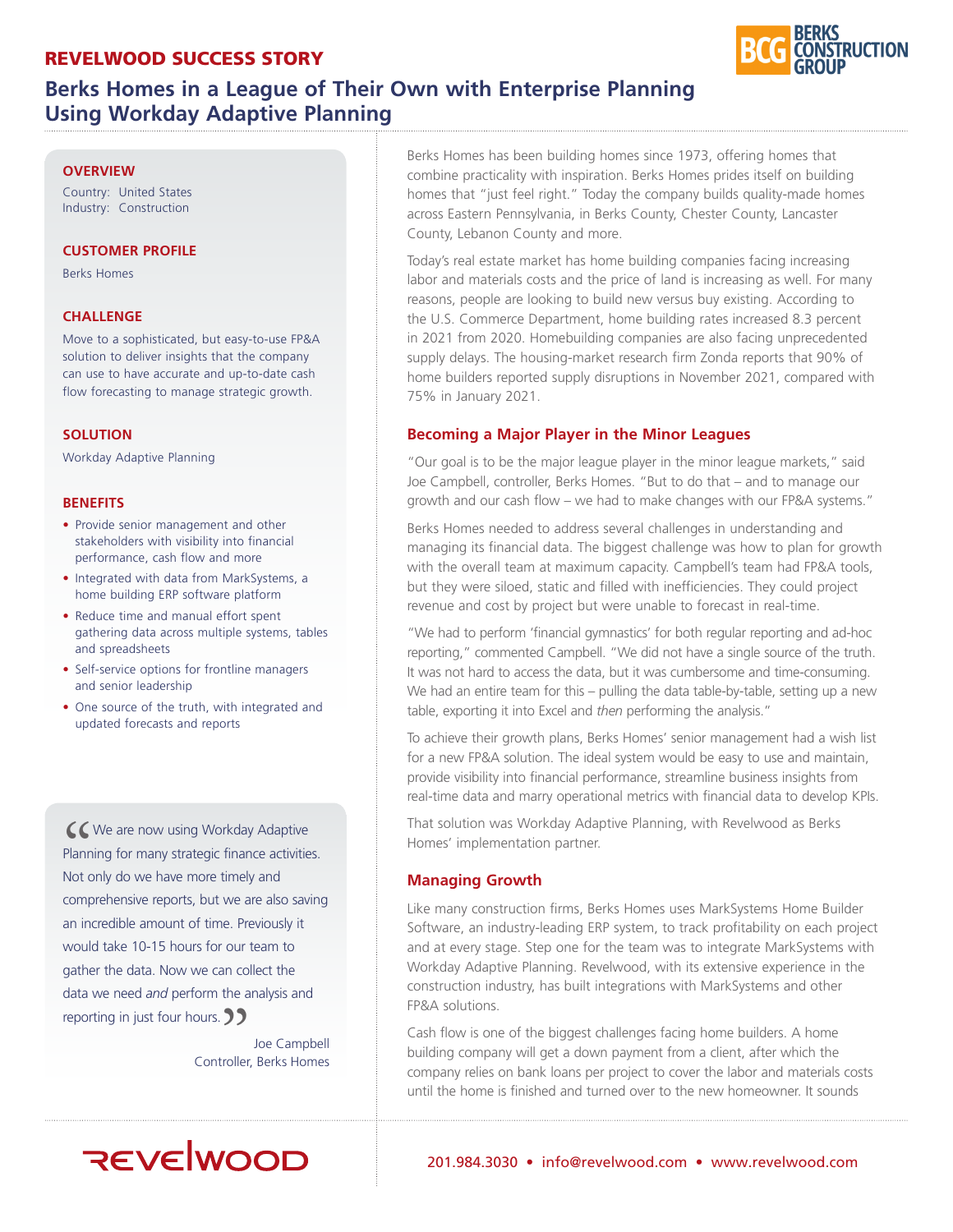REVELWOOD SUCCESS STORY

# Berks Homes in a League of Their Own with Enterprise Planning Using Workday Adaptive Planning

### OVERVIEW

Country: United States
Industry: Construction

### CUSTOMER PROFILE

Berks Homes

### CHALLENGE

Move to a sophisticated, but easy-to-use FP&A solution to deliver insights that the company can use to have accurate and up-to-date cash flow forecasting to manage strategic growth.

### SOLUTION

Workday Adaptive Planning

### BENEFITS

- Provide senior management and other stakeholders with visibility into financial performance, cash flow and more
- Integrated with data from MarkSystems, a home building ERP software platform
- Reduce time and manual effort spent gathering data across multiple systems, tables and spreadsheets
- Self-service options for frontline managers and senior leadership
- One source of the truth, with integrated and updated forecasts and reports

> "We are now using Workday Adaptive Planning for many strategic finance activities. Not only do we have more timely and comprehensive reports, but we are also saving an incredible amount of time. Previously it would take 10-15 hours for our team to gather the data. Now we can collect the data we need *and* perform the analysis and reporting in just four hours."
>
> Joe Campbell
> Controller, Berks Homes

Berks Homes has been building homes since 1973, offering homes that combine practicality with inspiration. Berks Homes prides itself on building homes that "just feel right." Today the company builds quality-made homes across Eastern Pennsylvania, in Berks County, Chester County, Lancaster County, Lebanon County and more.

Today's real estate market has home building companies facing increasing labor and materials costs and the price of land is increasing as well. For many reasons, people are looking to build new versus buy existing. According to the U.S. Commerce Department, home building rates increased 8.3 percent in 2021 from 2020. Homebuilding companies are also facing unprecedented supply delays. The housing-market research firm Zonda reports that 90% of home builders reported supply disruptions in November 2021, compared with 75% in January 2021.

## Becoming a Major Player in the Minor Leagues

"Our goal is to be the major league player in the minor league markets," said Joe Campbell, controller, Berks Homes. "But to do that – and to manage our growth and our cash flow – we had to make changes with our FP&A systems."

Berks Homes needed to address several challenges in understanding and managing its financial data. The biggest challenge was how to plan for growth with the overall team at maximum capacity. Campbell's team had FP&A tools, but they were siloed, static and filled with inefficiencies. They could project revenue and cost by project but were unable to forecast in real-time.

"We had to perform 'financial gymnastics' for both regular reporting and ad-hoc reporting," commented Campbell. "We did not have a single source of the truth. It was not hard to access the data, but it was cumbersome and time-consuming. We had an entire team for this – pulling the data table-by-table, setting up a new table, exporting it into Excel and *then* performing the analysis."

To achieve their growth plans, Berks Homes' senior management had a wish list for a new FP&A solution. The ideal system would be easy to use and maintain, provide visibility into financial performance, streamline business insights from real-time data and marry operational metrics with financial data to develop KPIs.

That solution was Workday Adaptive Planning, with Revelwood as Berks Homes' implementation partner.

## Managing Growth

Like many construction firms, Berks Homes uses MarkSystems Home Builder Software, an industry-leading ERP system, to track profitability on each project and at every stage. Step one for the team was to integrate MarkSystems with Workday Adaptive Planning. Revelwood, with its extensive experience in the construction industry, has built integrations with MarkSystems and other FP&A solutions.

Cash flow is one of the biggest challenges facing home builders. A home building company will get a down payment from a client, after which the company relies on bank loans per project to cover the labor and materials costs until the home is finished and turned over to the new homeowner. It sounds

201.984.3030 • info@revelwood.com • www.revelwood.com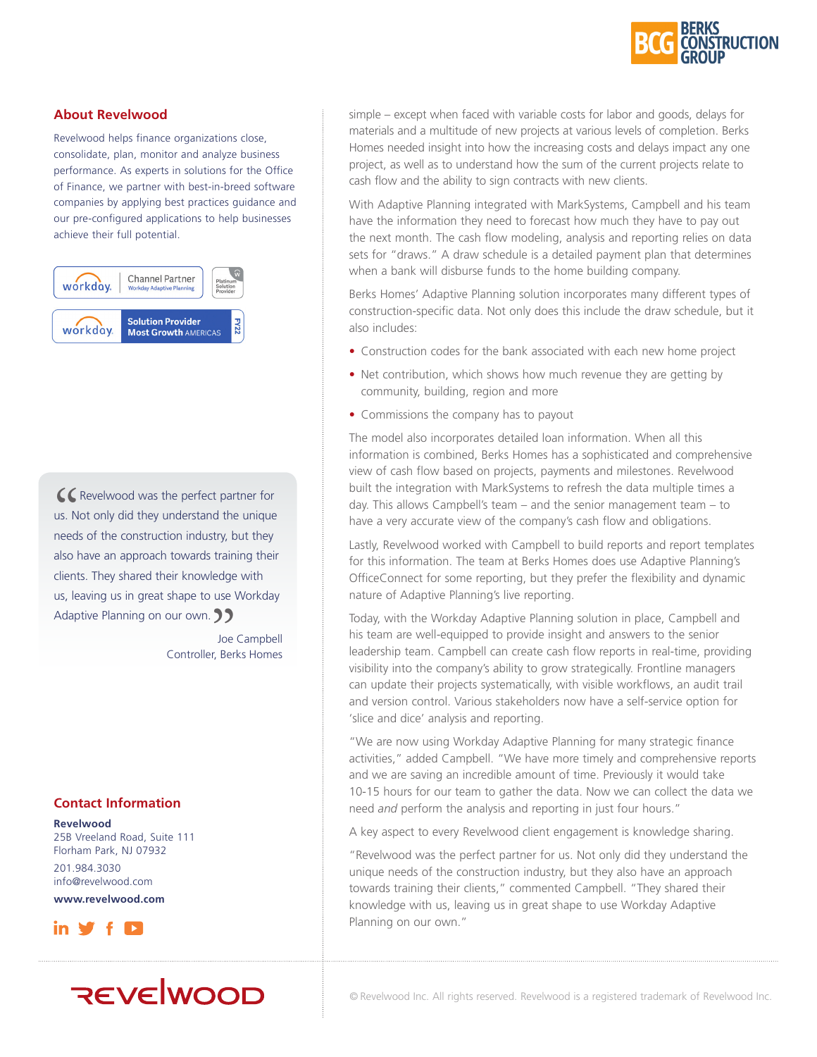## About Revelwood

Revelwood helps finance organizations close, consolidate, plan, monitor and analyze business performance. As experts in solutions for the Office of Finance, we partner with best-in-breed software companies by applying best practices guidance and our pre-configured applications to help businesses achieve their full potential.

workday. Channel Partner Workday Adaptive Planning | Platinum Solution Provider

workday. Solution Provider Most Growth AMERICAS FY22

> "Revelwood was the perfect partner for us. Not only did they understand the unique needs of the construction industry, but they also have an approach towards training their clients. They shared their knowledge with us, leaving us in great shape to use Workday Adaptive Planning on our own."
>
> Joe Campbell
> Controller, Berks Homes

## Contact Information

**Revelwood**
25B Vreeland Road, Suite 111
Florham Park, NJ 07932

201.984.3030
info@revelwood.com

**www.revelwood.com**

simple – except when faced with variable costs for labor and goods, delays for materials and a multitude of new projects at various levels of completion. Berks Homes needed insight into how the increasing costs and delays impact any one project, as well as to understand how the sum of the current projects relate to cash flow and the ability to sign contracts with new clients.

With Adaptive Planning integrated with MarkSystems, Campbell and his team have the information they need to forecast how much they have to pay out the next month. The cash flow modeling, analysis and reporting relies on data sets for "draws." A draw schedule is a detailed payment plan that determines when a bank will disburse funds to the home building company.

Berks Homes' Adaptive Planning solution incorporates many different types of construction-specific data. Not only does this include the draw schedule, but it also includes:

- Construction codes for the bank associated with each new home project
- Net contribution, which shows how much revenue they are getting by community, building, region and more
- Commissions the company has to payout

The model also incorporates detailed loan information. When all this information is combined, Berks Homes has a sophisticated and comprehensive view of cash flow based on projects, payments and milestones. Revelwood built the integration with MarkSystems to refresh the data multiple times a day. This allows Campbell's team – and the senior management team – to have a very accurate view of the company's cash flow and obligations.

Lastly, Revelwood worked with Campbell to build reports and report templates for this information. The team at Berks Homes does use Adaptive Planning's OfficeConnect for some reporting, but they prefer the flexibility and dynamic nature of Adaptive Planning's live reporting.

Today, with the Workday Adaptive Planning solution in place, Campbell and his team are well-equipped to provide insight and answers to the senior leadership team. Campbell can create cash flow reports in real-time, providing visibility into the company's ability to grow strategically. Frontline managers can update their projects systematically, with visible workflows, an audit trail and version control. Various stakeholders now have a self-service option for 'slice and dice' analysis and reporting.

"We are now using Workday Adaptive Planning for many strategic finance activities," added Campbell. "We have more timely and comprehensive reports and we are saving an incredible amount of time. Previously it would take 10-15 hours for our team to gather the data. Now we can collect the data we need *and* perform the analysis and reporting in just four hours."

A key aspect to every Revelwood client engagement is knowledge sharing.

"Revelwood was the perfect partner for us. Not only did they understand the unique needs of the construction industry, but they also have an approach towards training their clients," commented Campbell. "They shared their knowledge with us, leaving us in great shape to use Workday Adaptive Planning on our own."

© Revelwood Inc. All rights reserved. Revelwood is a registered trademark of Revelwood Inc.